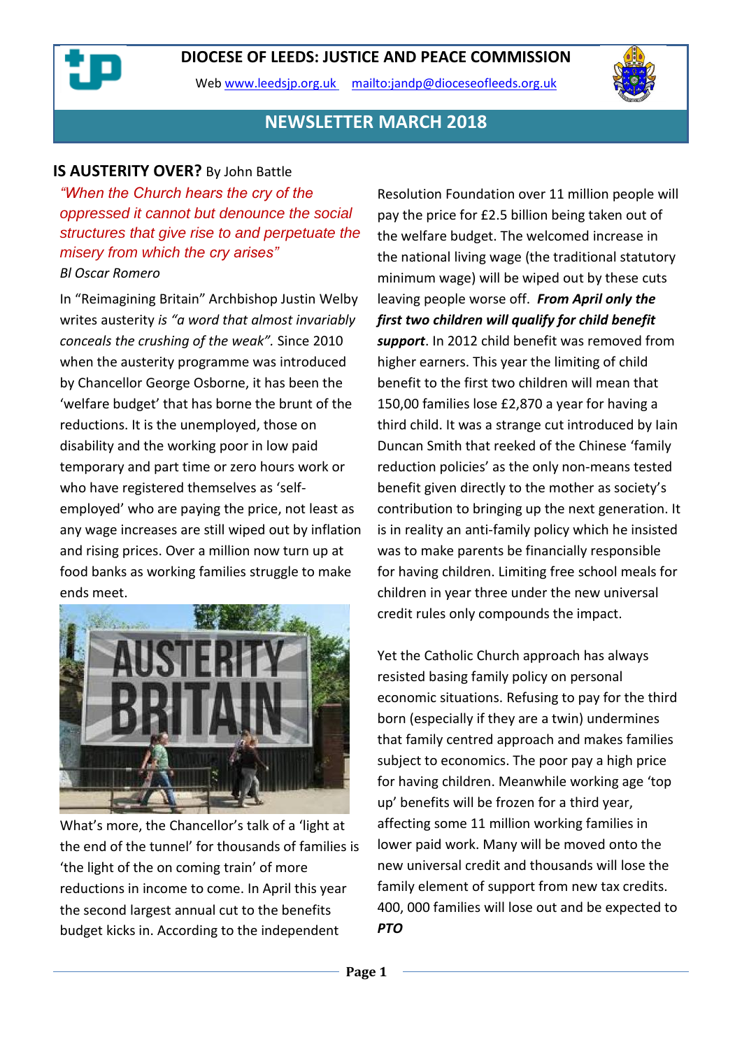# DIOCESE OF LEEDS: JUSTICE AND PEACE COMMISSION

Web www.leedsjp.org.uk mailto:jandp@dioceseofleeds.org.uk

## NEWSLETTER MARCH 2018

### IS AUSTERITY OVER? By John Battle

*"When the Church hears the cry of the oppressed it cannot but denounce the social structures that give rise to and perpetuate the misery from which the cry arises"*
*Bl Oscar Romero*

In "Reimagining Britain" Archbishop Justin Welby writes austerity *is "a word that almost invariably conceals the crushing of the weak".* Since 2010 when the austerity programme was introduced by Chancellor George Osborne, it has been the 'welfare budget' that has borne the brunt of the reductions. It is the unemployed, those on disability and the working poor in low paid temporary and part time or zero hours work or who have registered themselves as 'self-employed' who are paying the price, not least as any wage increases are still wiped out by inflation and rising prices. Over a million now turn up at food banks as working families struggle to make ends meet.

What's more, the Chancellor's talk of a 'light at the end of the tunnel' for thousands of families is 'the light of the on coming train' of more reductions in income to come. In April this year the second largest annual cut to the benefits budget kicks in. According to the independent Resolution Foundation over 11 million people will pay the price for £2.5 billion being taken out of the welfare budget. The welcomed increase in the national living wage (the traditional statutory minimum wage) will be wiped out by these cuts leaving people worse off. ***From April only the first two children will qualify for child benefit support***. In 2012 child benefit was removed from higher earners. This year the limiting of child benefit to the first two children will mean that 150,00 families lose £2,870 a year for having a third child. It was a strange cut introduced by Iain Duncan Smith that reeked of the Chinese 'family reduction policies' as the only non-means tested benefit given directly to the mother as society's contribution to bringing up the next generation. It is in reality an anti-family policy which he insisted was to make parents be financially responsible for having children. Limiting free school meals for children in year three under the new universal credit rules only compounds the impact.

Yet the Catholic Church approach has always resisted basing family policy on personal economic situations. Refusing to pay for the third born (especially if they are a twin) undermines that family centred approach and makes families subject to economics. The poor pay a high price for having children. Meanwhile working age 'top up' benefits will be frozen for a third year, affecting some 11 million working families in lower paid work. Many will be moved onto the new universal credit and thousands will lose the family element of support from new tax credits. 400, 000 families will lose out and be expected to ***PTO***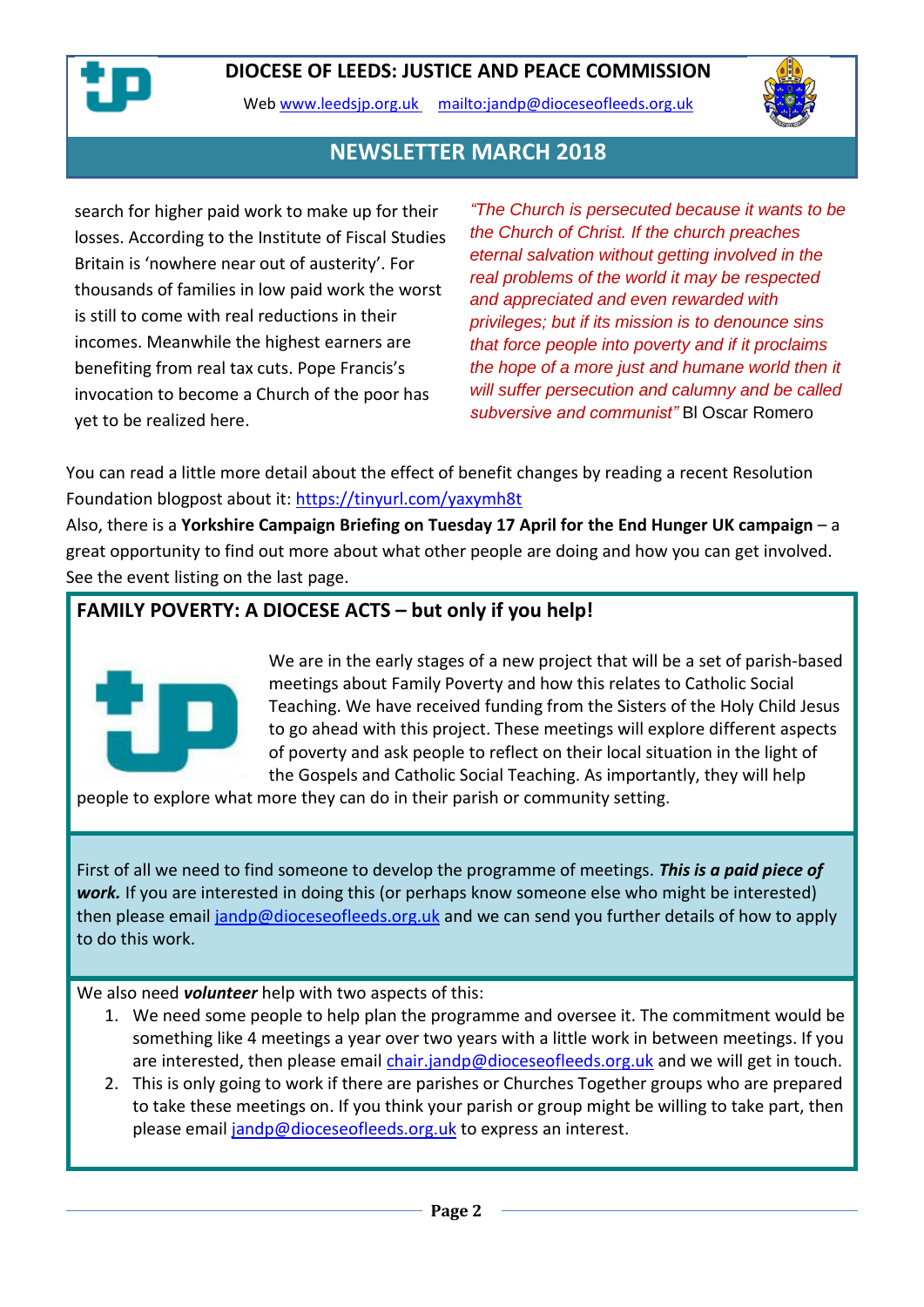search for higher paid work to make up for their losses. According to the Institute of Fiscal Studies Britain is 'nowhere near out of austerity'. For thousands of families in low paid work the worst is still to come with real reductions in their incomes. Meanwhile the highest earners are benefiting from real tax cuts. Pope Francis's invocation to become a Church of the poor has yet to be realized here.

*"The Church is persecuted because it wants to be the Church of Christ. If the church preaches eternal salvation without getting involved in the real problems of the world it may be respected and appreciated and even rewarded with privileges; but if its mission is to denounce sins that force people into poverty and if it proclaims the hope of a more just and humane world then it will suffer persecution and calumny and be called subversive and communist"* Bl Oscar Romero

You can read a little more detail about the effect of benefit changes by reading a recent Resolution Foundation blogpost about it: https://tinyurl.com/yaxymh8t

Also, there is a **Yorkshire Campaign Briefing on Tuesday 17 April for the End Hunger UK campaign** – a great opportunity to find out more about what other people are doing and how you can get involved. See the event listing on the last page.

## FAMILY POVERTY: A DIOCESE ACTS – but only if you help!

We are in the early stages of a new project that will be a set of parish-based meetings about Family Poverty and how this relates to Catholic Social Teaching. We have received funding from the Sisters of the Holy Child Jesus to go ahead with this project. These meetings will explore different aspects of poverty and ask people to reflect on their local situation in the light of the Gospels and Catholic Social Teaching. As importantly, they will help people to explore what more they can do in their parish or community setting.

First of all we need to find someone to develop the programme of meetings. ***This is a paid piece of work.*** If you are interested in doing this (or perhaps know someone else who might be interested) then please email jandp@dioceseofleeds.org.uk and we can send you further details of how to apply to do this work.

We also need ***volunteer*** help with two aspects of this:

1. We need some people to help plan the programme and oversee it. The commitment would be something like 4 meetings a year over two years with a little work in between meetings. If you are interested, then please email chair.jandp@dioceseofleeds.org.uk and we will get in touch.
2. This is only going to work if there are parishes or Churches Together groups who are prepared to take these meetings on. If you think your parish or group might be willing to take part, then please email jandp@dioceseofleeds.org.uk to express an interest.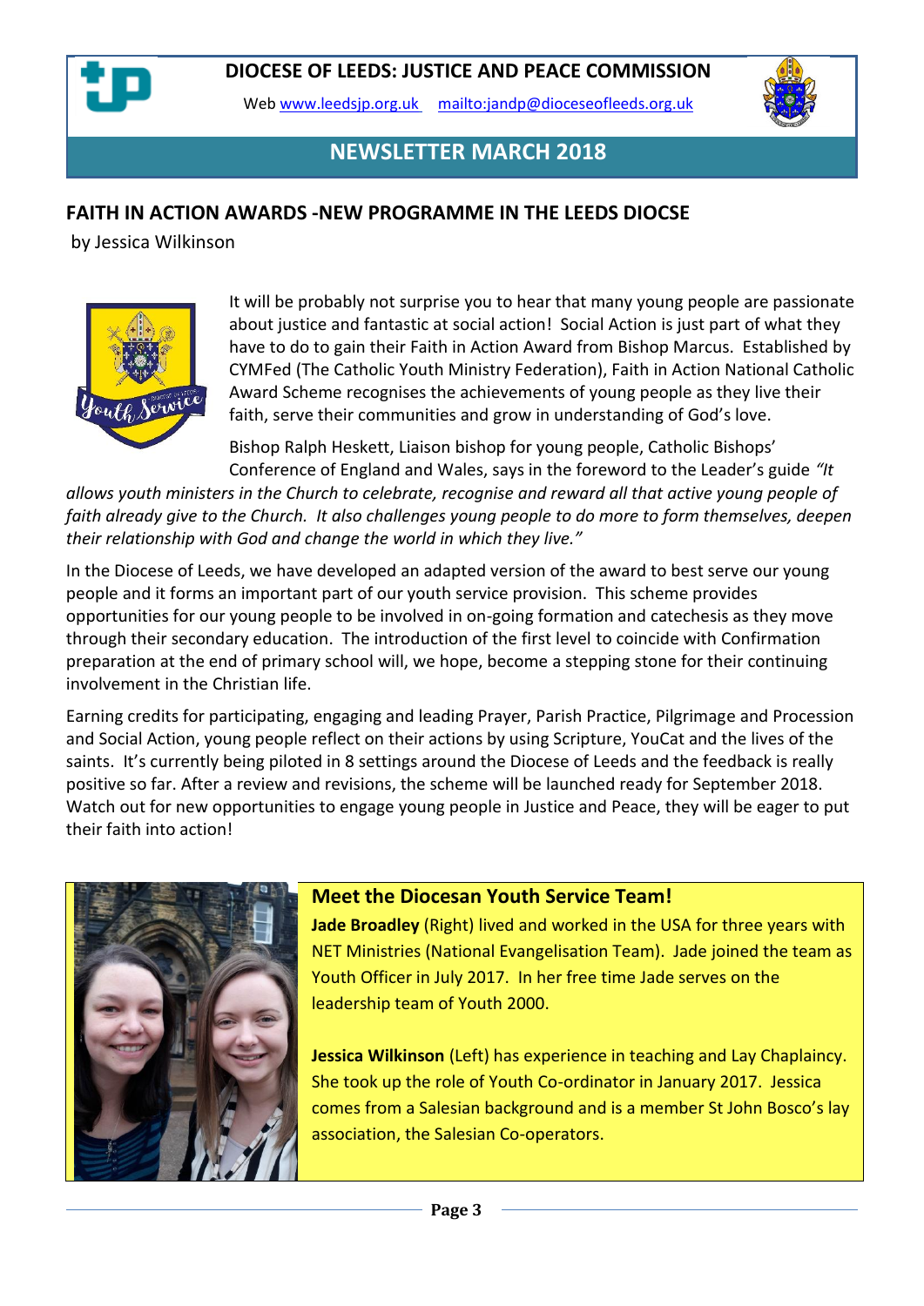# DIOCESE OF LEEDS: JUSTICE AND PEACE COMMISSION

Web www.leedsjp.org.uk mailto:jandp@dioceseofleeds.org.uk

## NEWSLETTER MARCH 2018

## FAITH IN ACTION AWARDS -NEW PROGRAMME IN THE LEEDS DIOCSE

by Jessica Wilkinson

It will be probably not surprise you to hear that many young people are passionate about justice and fantastic at social action! Social Action is just part of what they have to do to gain their Faith in Action Award from Bishop Marcus. Established by CYMFed (The Catholic Youth Ministry Federation), Faith in Action National Catholic Award Scheme recognises the achievements of young people as they live their faith, serve their communities and grow in understanding of God's love.

Bishop Ralph Heskett, Liaison bishop for young people, Catholic Bishops' Conference of England and Wales, says in the foreword to the Leader's guide *"It allows youth ministers in the Church to celebrate, recognise and reward all that active young people of faith already give to the Church. It also challenges young people to do more to form themselves, deepen their relationship with God and change the world in which they live."*

In the Diocese of Leeds, we have developed an adapted version of the award to best serve our young people and it forms an important part of our youth service provision. This scheme provides opportunities for our young people to be involved in on-going formation and catechesis as they move through their secondary education. The introduction of the first level to coincide with Confirmation preparation at the end of primary school will, we hope, become a stepping stone for their continuing involvement in the Christian life.

Earning credits for participating, engaging and leading Prayer, Parish Practice, Pilgrimage and Procession and Social Action, young people reflect on their actions by using Scripture, YouCat and the lives of the saints. It's currently being piloted in 8 settings around the Diocese of Leeds and the feedback is really positive so far. After a review and revisions, the scheme will be launched ready for September 2018. Watch out for new opportunities to engage young people in Justice and Peace, they will be eager to put their faith into action!

### Meet the Diocesan Youth Service Team!

**Jade Broadley** (Right) lived and worked in the USA for three years with NET Ministries (National Evangelisation Team). Jade joined the team as Youth Officer in July 2017. In her free time Jade serves on the leadership team of Youth 2000.

**Jessica Wilkinson** (Left) has experience in teaching and Lay Chaplaincy. She took up the role of Youth Co-ordinator in January 2017. Jessica comes from a Salesian background and is a member St John Bosco's lay association, the Salesian Co-operators.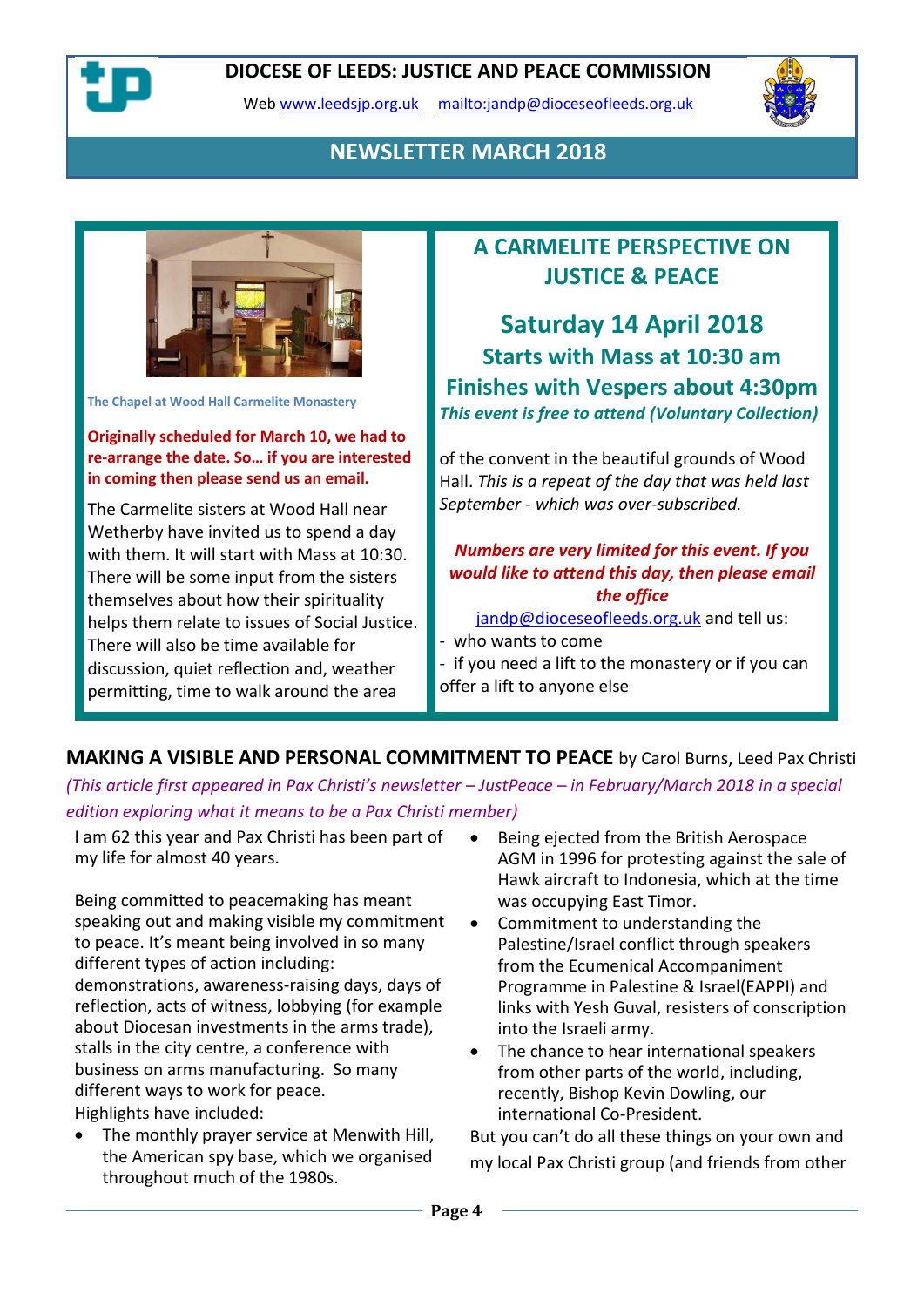# DIOCESE OF LEEDS: JUSTICE AND PEACE COMMISSION

Web www.leedsjp.org.uk mailto:jandp@dioceseofleeds.org.uk

## NEWSLETTER MARCH 2018

The Chapel at Wood Hall Carmelite Monastery

**Originally scheduled for March 10, we had to re-arrange the date. So… if you are interested in coming then please send us an email.**

The Carmelite sisters at Wood Hall near Wetherby have invited us to spend a day with them. It will start with Mass at 10:30. There will be some input from the sisters themselves about how their spirituality helps them relate to issues of Social Justice. There will also be time available for discussion, quiet reflection and, weather permitting, time to walk around the area of the convent in the beautiful grounds of Wood Hall. *This is a repeat of the day that was held last September - which was over-subscribed.*

### A CARMELITE PERSPECTIVE ON JUSTICE & PEACE

### Saturday 14 April 2018

**Starts with Mass at 10:30 am**

**Finishes with Vespers about 4:30pm**

***This event is free to attend (Voluntary Collection)***

***Numbers are very limited for this event. If you would like to attend this day, then please email the office***

jandp@dioceseofleeds.org.uk and tell us:

- who wants to come
- if you need a lift to the monastery or if you can offer a lift to anyone else

## MAKING A VISIBLE AND PERSONAL COMMITMENT TO PEACE by Carol Burns, Leed Pax Christi

*(This article first appeared in Pax Christi's newsletter – JustPeace – in February/March 2018 in a special edition exploring what it means to be a Pax Christi member)*

I am 62 this year and Pax Christi has been part of my life for almost 40 years.

Being committed to peacemaking has meant speaking out and making visible my commitment to peace. It's meant being involved in so many different types of action including: demonstrations, awareness-raising days, days of reflection, acts of witness, lobbying (for example about Diocesan investments in the arms trade), stalls in the city centre, a conference with business on arms manufacturing. So many different ways to work for peace.

Highlights have included:

- The monthly prayer service at Menwith Hill, the American spy base, which we organised throughout much of the 1980s.
- Being ejected from the British Aerospace AGM in 1996 for protesting against the sale of Hawk aircraft to Indonesia, which at the time was occupying East Timor.
- Commitment to understanding the Palestine/Israel conflict through speakers from the Ecumenical Accompaniment Programme in Palestine & Israel(EAPPI) and links with Yesh Guval, resisters of conscription into the Israeli army.
- The chance to hear international speakers from other parts of the world, including, recently, Bishop Kevin Dowling, our international Co-President.

But you can't do all these things on your own and my local Pax Christi group (and friends from other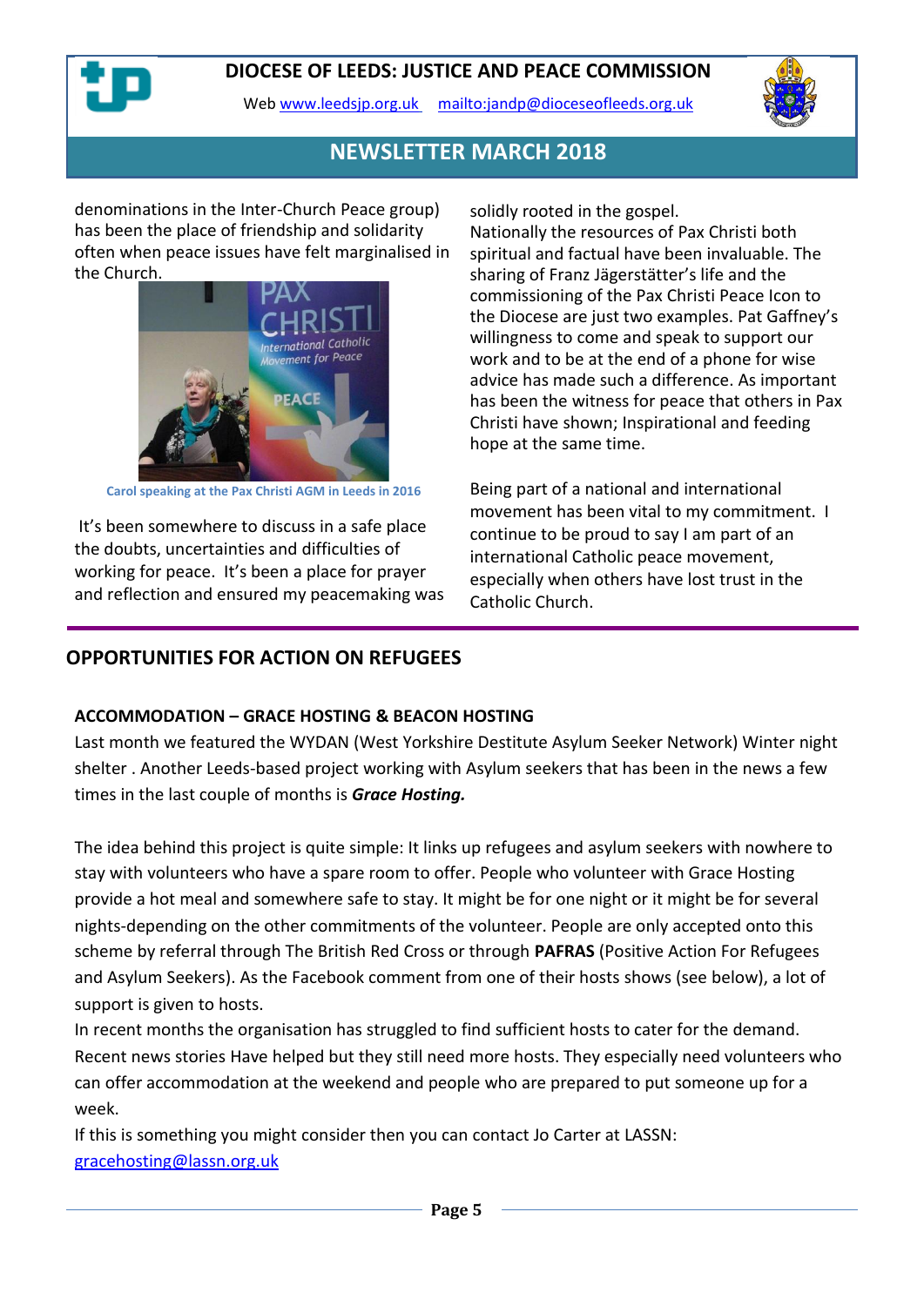# DIOCESE OF LEEDS: JUSTICE AND PEACE COMMISSION

Web www.leedsjp.org.uk mailto:jandp@dioceseofleeds.org.uk

## NEWSLETTER MARCH 2018

denominations in the Inter-Church Peace group) has been the place of friendship and solidarity often when peace issues have felt marginalised in the Church.

Carol speaking at the Pax Christi AGM in Leeds in 2016

It's been somewhere to discuss in a safe place the doubts, uncertainties and difficulties of working for peace. It's been a place for prayer and reflection and ensured my peacemaking was solidly rooted in the gospel.

Nationally the resources of Pax Christi both spiritual and factual have been invaluable. The sharing of Franz Jägerstätter's life and the commissioning of the Pax Christi Peace Icon to the Diocese are just two examples. Pat Gaffney's willingness to come and speak to support our work and to be at the end of a phone for wise advice has made such a difference. As important has been the witness for peace that others in Pax Christi have shown; Inspirational and feeding hope at the same time.

Being part of a national and international movement has been vital to my commitment. I continue to be proud to say I am part of an international Catholic peace movement, especially when others have lost trust in the Catholic Church.

## OPPORTUNITIES FOR ACTION ON REFUGEES

### ACCOMMODATION – GRACE HOSTING & BEACON HOSTING

Last month we featured the WYDAN (West Yorkshire Destitute Asylum Seeker Network) Winter night shelter . Another Leeds-based project working with Asylum seekers that has been in the news a few times in the last couple of months is ***Grace Hosting.***

The idea behind this project is quite simple: It links up refugees and asylum seekers with nowhere to stay with volunteers who have a spare room to offer. People who volunteer with Grace Hosting provide a hot meal and somewhere safe to stay. It might be for one night or it might be for several nights-depending on the other commitments of the volunteer. People are only accepted onto this scheme by referral through The British Red Cross or through **PAFRAS** (Positive Action For Refugees and Asylum Seekers). As the Facebook comment from one of their hosts shows (see below), a lot of support is given to hosts.

In recent months the organisation has struggled to find sufficient hosts to cater for the demand. Recent news stories Have helped but they still need more hosts. They especially need volunteers who can offer accommodation at the weekend and people who are prepared to put someone up for a week.

If this is something you might consider then you can contact Jo Carter at LASSN: gracehosting@lassn.org.uk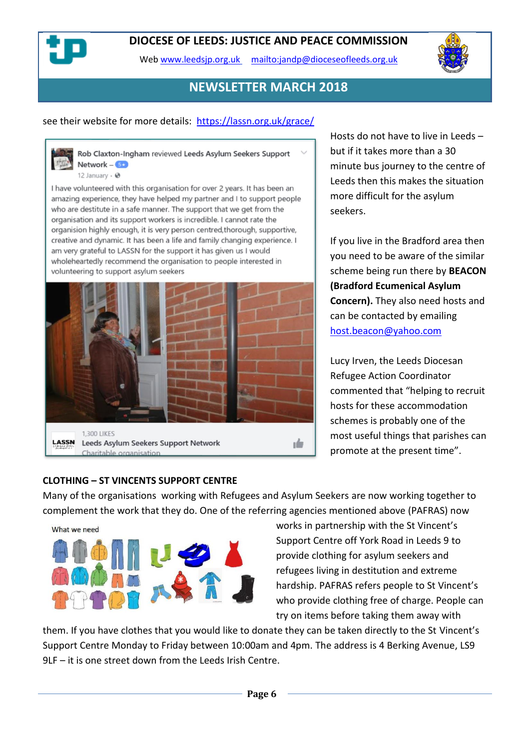see their website for more details: https://lassn.org.uk/grace/

Rob Claxton-Ingham reviewed Leeds Asylum Seekers Support Network – 5★
12 January ·

I have volunteered with this organisation for over 2 years. It has been an amazing experience, they have helped my partner and I to support people who are destitute in a safe manner. The support that we get from the organisation and its support workers is incredible. I cannot rate the organision highly enough, it is very person centred,thorough, supportive, creative and dynamic. It has been a life and family changing experience. I am very grateful to LASSN for the support it has given us I would wholeheartedly recommend the organisation to people interested in volunteering to support asylum seekers

1,300 LIKES
Leeds Asylum Seekers Support Network
Charitable organisation

Hosts do not have to live in Leeds – but if it takes more than a 30 minute bus journey to the centre of Leeds then this makes the situation more difficult for the asylum seekers.

If you live in the Bradford area then you need to be aware of the similar scheme being run there by **BEACON (Bradford Ecumenical Asylum Concern).** They also need hosts and can be contacted by emailing host.beacon@yahoo.com

Lucy Irven, the Leeds Diocesan Refugee Action Coordinator commented that "helping to recruit hosts for these accommodation schemes is probably one of the most useful things that parishes can promote at the present time".

**CLOTHING – ST VINCENTS SUPPORT CENTRE**

Many of the organisations working with Refugees and Asylum Seekers are now working together to complement the work that they do. One of the referring agencies mentioned above (PAFRAS) now works in partnership with the St Vincent's Support Centre off York Road in Leeds 9 to provide clothing for asylum seekers and refugees living in destitution and extreme hardship. PAFRAS refers people to St Vincent's who provide clothing free of charge. People can try on items before taking them away with them. If you have clothes that you would like to donate they can be taken directly to the St Vincent's Support Centre Monday to Friday between 10:00am and 4pm. The address is 4 Berking Avenue, LS9 9LF – it is one street down from the Leeds Irish Centre.

What we need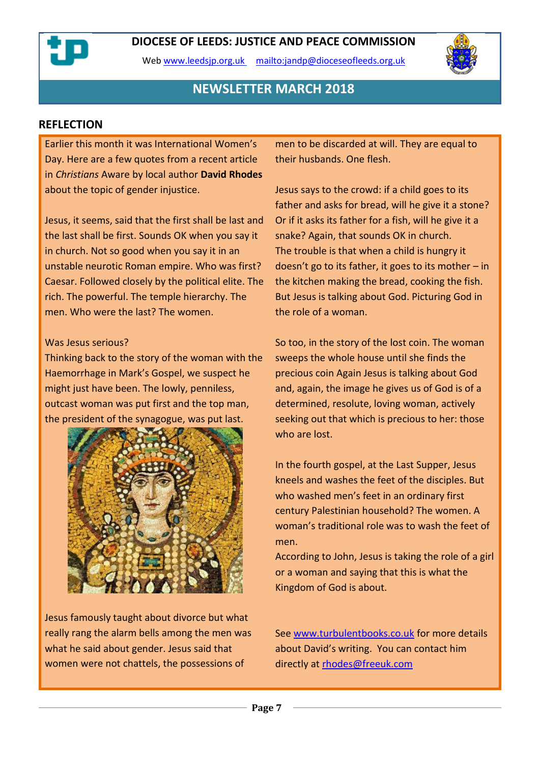# DIOCESE OF LEEDS: JUSTICE AND PEACE COMMISSION

Web www.leedsjp.org.uk mailto:jandp@dioceseofleeds.org.uk

## NEWSLETTER MARCH 2018

## REFLECTION

Earlier this month it was International Women's Day. Here are a few quotes from a recent article in *Christians* Aware by local author **David Rhodes** about the topic of gender injustice.

Jesus, it seems, said that the first shall be last and the last shall be first. Sounds OK when you say it in church. Not so good when you say it in an unstable neurotic Roman empire. Who was first? Caesar. Followed closely by the political elite. The rich. The powerful. The temple hierarchy. The men. Who were the last? The women.

Was Jesus serious?
Thinking back to the story of the woman with the Haemorrhage in Mark's Gospel, we suspect he might just have been. The lowly, penniless, outcast woman was put first and the top man, the president of the synagogue, was put last.

Jesus famously taught about divorce but what really rang the alarm bells among the men was what he said about gender. Jesus said that women were not chattels, the possessions of men to be discarded at will. They are equal to their husbands. One flesh.

Jesus says to the crowd: if a child goes to its father and asks for bread, will he give it a stone? Or if it asks its father for a fish, will he give it a snake? Again, that sounds OK in church.
The trouble is that when a child is hungry it doesn't go to its father, it goes to its mother – in the kitchen making the bread, cooking the fish. But Jesus is talking about God. Picturing God in the role of a woman.

So too, in the story of the lost coin. The woman sweeps the whole house until she finds the precious coin Again Jesus is talking about God and, again, the image he gives us of God is of a determined, resolute, loving woman, actively seeking out that which is precious to her: those who are lost.

In the fourth gospel, at the Last Supper, Jesus kneels and washes the feet of the disciples. But who washed men's feet in an ordinary first century Palestinian household? The women. A woman's traditional role was to wash the feet of men.
According to John, Jesus is taking the role of a girl or a woman and saying that this is what the Kingdom of God is about.

See www.turbulentbooks.co.uk for more details about David's writing. You can contact him directly at rhodes@freeuk.com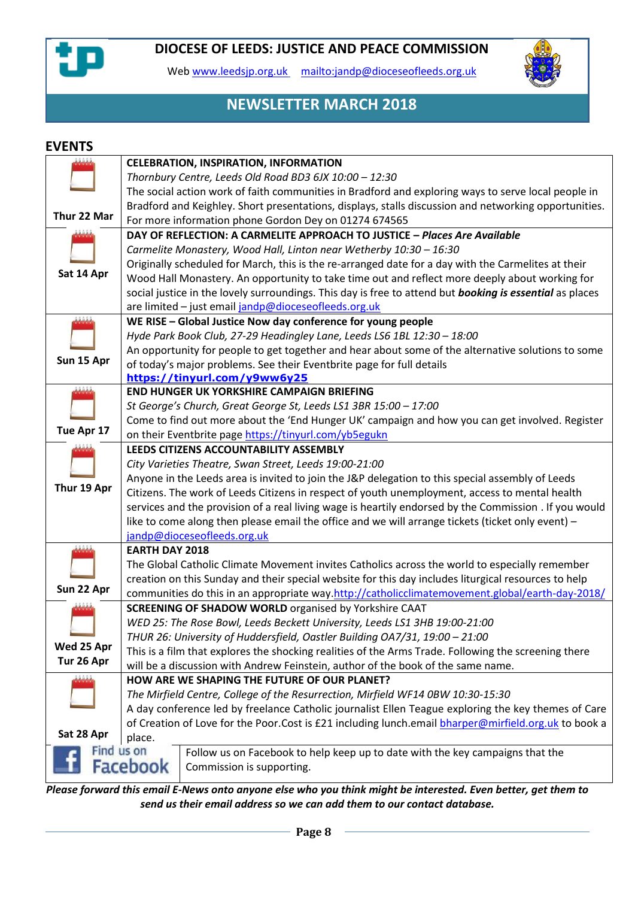# DIOCESE OF LEEDS: JUSTICE AND PEACE COMMISSION

Web www.leedsjp.org.uk mailto:jandp@dioceseofleeds.org.uk

## NEWSLETTER MARCH 2018

## EVENTS

| | |
|---|---|
| Thur 22 Mar | **CELEBRATION, INSPIRATION, INFORMATION**<br>*Thornbury Centre, Leeds Old Road BD3 6JX 10:00 – 12:30*<br>The social action work of faith communities in Bradford and exploring ways to serve local people in Bradford and Keighley. Short presentations, displays, stalls discussion and networking opportunities. For more information phone Gordon Dey on 01274 674565 |
| Sat 14 Apr | **DAY OF REFLECTION: A CARMELITE APPROACH TO JUSTICE – *Places Are Available***<br>*Carmelite Monastery, Wood Hall, Linton near Wetherby 10:30 – 16:30*<br>Originally scheduled for March, this is the re-arranged date for a day with the Carmelites at their Wood Hall Monastery. An opportunity to take time out and reflect more deeply about working for social justice in the lovely surroundings. This day is free to attend but ***booking is essential*** as places are limited – just email jandp@dioceseofleeds.org.uk |
| Sun 15 Apr | **WE RISE – Global Justice Now day conference for young people**<br>*Hyde Park Book Club, 27-29 Headingley Lane, Leeds LS6 1BL 12:30 – 18:00*<br>An opportunity for people to get together and hear about some of the alternative solutions to some of today's major problems. See their Eventbrite page for full details<br>**https://tinyurl.com/y9ww6y25** |
| Tue Apr 17 | **END HUNGER UK YORKSHIRE CAMPAIGN BRIEFING**<br>*St George's Church, Great George St, Leeds LS1 3BR 15:00 – 17:00*<br>Come to find out more about the 'End Hunger UK' campaign and how you can get involved. Register on their Eventbrite page https://tinyurl.com/yb5egukn |
| Thur 19 Apr | **LEEDS CITIZENS ACCOUNTABILITY ASSEMBLY**<br>*City Varieties Theatre, Swan Street, Leeds 19:00-21:00*<br>Anyone in the Leeds area is invited to join the J&P delegation to this special assembly of Leeds Citizens. The work of Leeds Citizens in respect of youth unemployment, access to mental health services and the provision of a real living wage is heartily endorsed by the Commission . If you would like to come along then please email the office and we will arrange tickets (ticket only event) – jandp@dioceseofleeds.org.uk |
| Sun 22 Apr | **EARTH DAY 2018**<br>The Global Catholic Climate Movement invites Catholics across the world to especially remember creation on this Sunday and their special website for this day includes liturgical resources to help communities do this in an appropriate way.http://catholicclimatemovement.global/earth-day-2018/ |
| Wed 25 Apr<br>Tur 26 Apr | **SCREENING OF SHADOW WORLD** organised by Yorkshire CAAT<br>*WED 25: The Rose Bowl, Leeds Beckett University, Leeds LS1 3HB 19:00-21:00*<br>*THUR 26: University of Huddersfield, Oastler Building OA7/31, 19:00 – 21:00*<br>This is a film that explores the shocking realities of the Arms Trade. Following the screening there will be a discussion with Andrew Feinstein, author of the book of the same name. |
| Sat 28 Apr | **HOW ARE WE SHAPING THE FUTURE OF OUR PLANET?**<br>*The Mirfield Centre, College of the Resurrection, Mirfield WF14 0BW 10:30-15:30*<br>A day conference led by freelance Catholic journalist Ellen Teague exploring the key themes of Care of Creation of Love for the Poor.Cost is £21 including lunch.email bharper@mirfield.org.uk to book a place. |
| Find us on Facebook | Follow us on Facebook to help keep up to date with the key campaigns that the Commission is supporting. |

***Please forward this email E-News onto anyone else who you think might be interested. Even better, get them to send us their email address so we can add them to our contact database.***